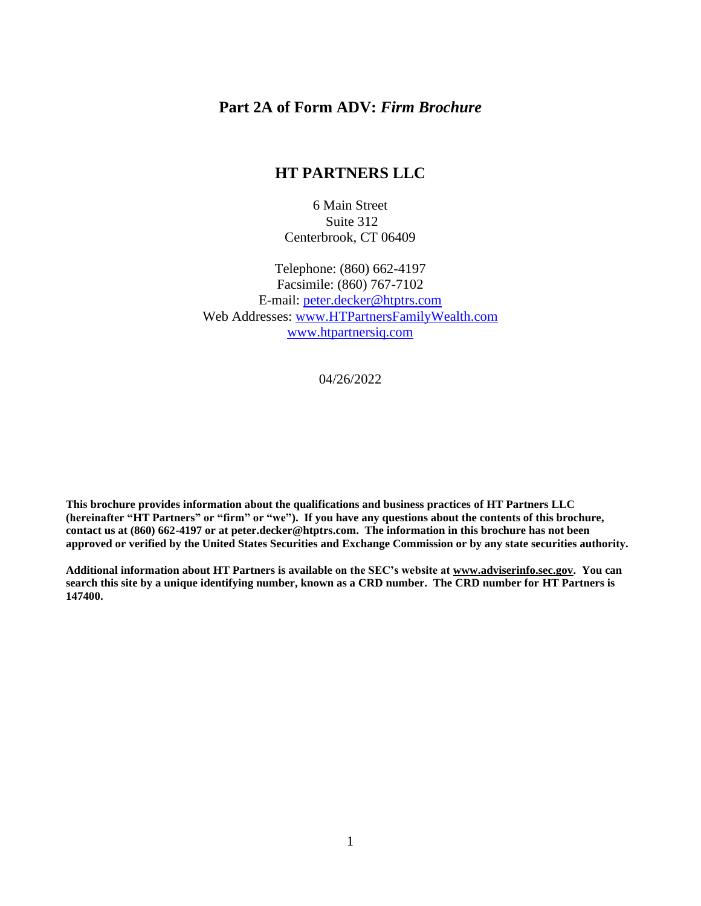# Part 2A of Form ADV: *Firm Brochure*

## HT PARTNERS LLC

6 Main Street
Suite 312
Centerbrook, CT 06409

Telephone: (860) 662-4197
Facsimile: (860) 767-7102
E-mail: peter.decker@htptrs.com
Web Addresses: www.HTPartnersFamilyWealth.com
www.htpartnersiq.com

04/26/2022

**This brochure provides information about the qualifications and business practices of HT Partners LLC (hereinafter "HT Partners" or "firm" or "we"). If you have any questions about the contents of this brochure, contact us at (860) 662-4197 or at peter.decker@htptrs.com. The information in this brochure has not been approved or verified by the United States Securities and Exchange Commission or by any state securities authority.**

**Additional information about HT Partners is available on the SEC's website at www.adviserinfo.sec.gov. You can search this site by a unique identifying number, known as a CRD number. The CRD number for HT Partners is 147400.**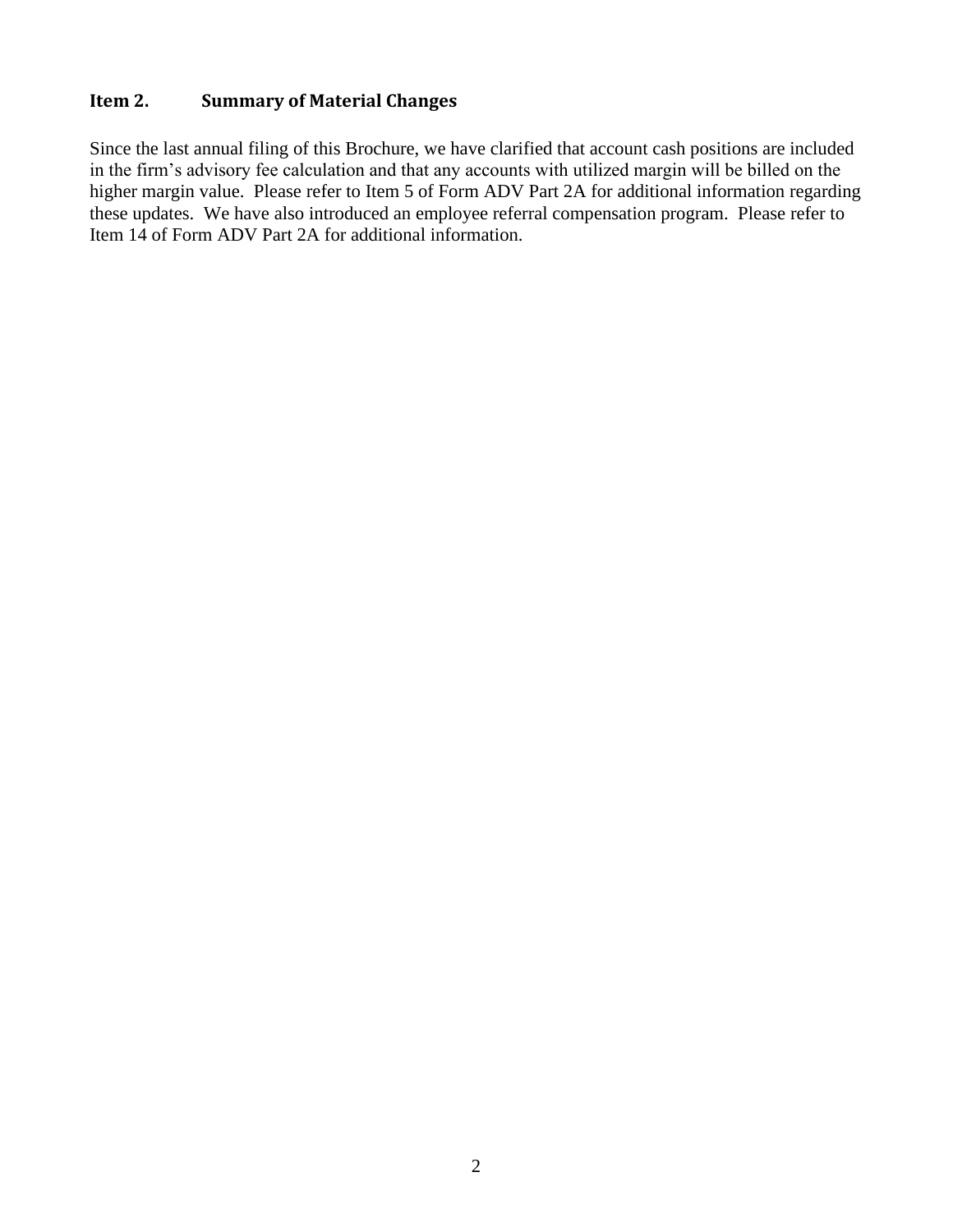## Item 2. Summary of Material Changes

Since the last annual filing of this Brochure, we have clarified that account cash positions are included in the firm's advisory fee calculation and that any accounts with utilized margin will be billed on the higher margin value. Please refer to Item 5 of Form ADV Part 2A for additional information regarding these updates. We have also introduced an employee referral compensation program. Please refer to Item 14 of Form ADV Part 2A for additional information.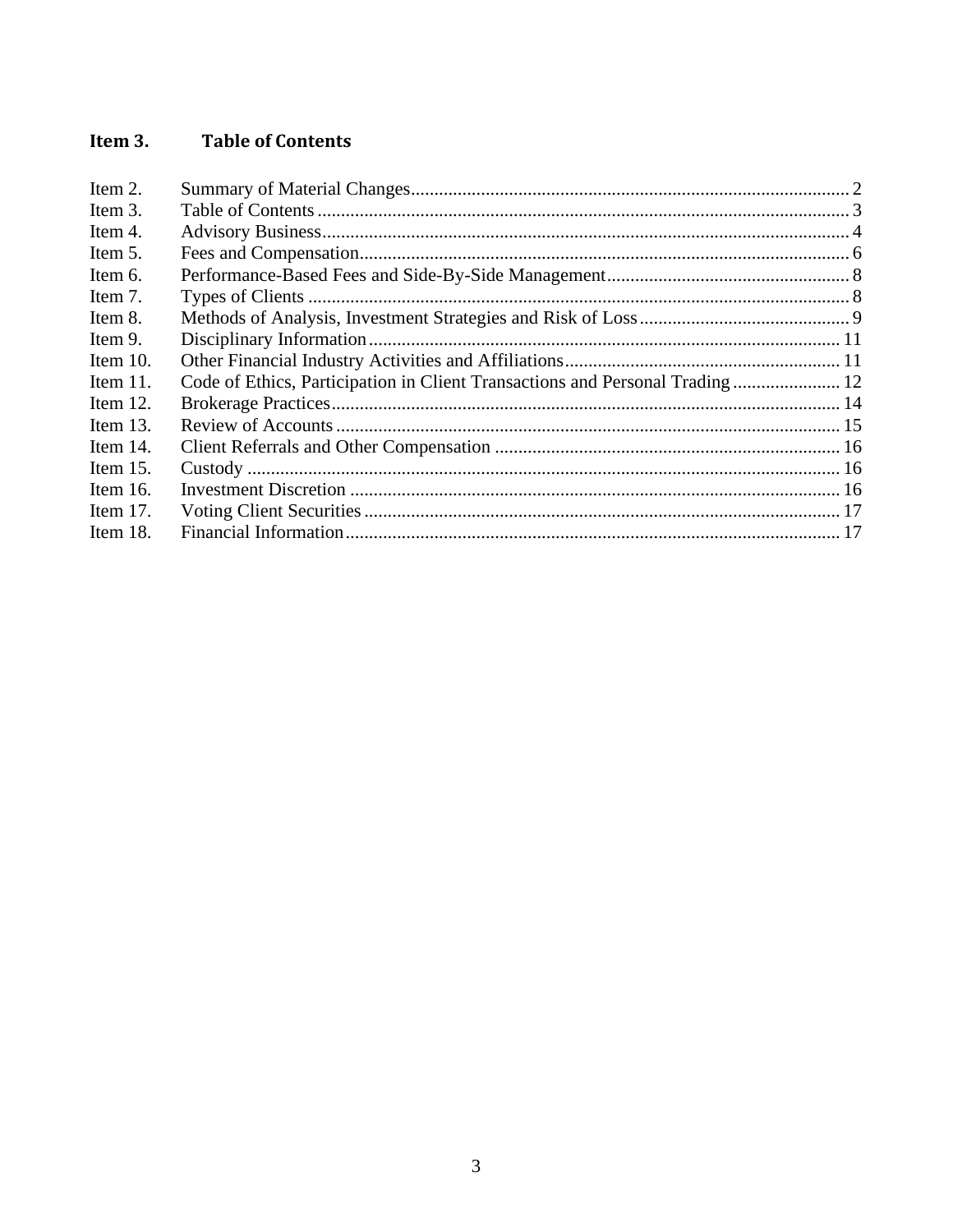## Item 3. Table of Contents

| | | |
|---|---|---|
| Item 2. | Summary of Material Changes | 2 |
| Item 3. | Table of Contents | 3 |
| Item 4. | Advisory Business | 4 |
| Item 5. | Fees and Compensation | 6 |
| Item 6. | Performance-Based Fees and Side-By-Side Management | 8 |
| Item 7. | Types of Clients | 8 |
| Item 8. | Methods of Analysis, Investment Strategies and Risk of Loss | 9 |
| Item 9. | Disciplinary Information | 11 |
| Item 10. | Other Financial Industry Activities and Affiliations | 11 |
| Item 11. | Code of Ethics, Participation in Client Transactions and Personal Trading | 12 |
| Item 12. | Brokerage Practices | 14 |
| Item 13. | Review of Accounts | 15 |
| Item 14. | Client Referrals and Other Compensation | 16 |
| Item 15. | Custody | 16 |
| Item 16. | Investment Discretion | 16 |
| Item 17. | Voting Client Securities | 17 |
| Item 18. | Financial Information | 17 |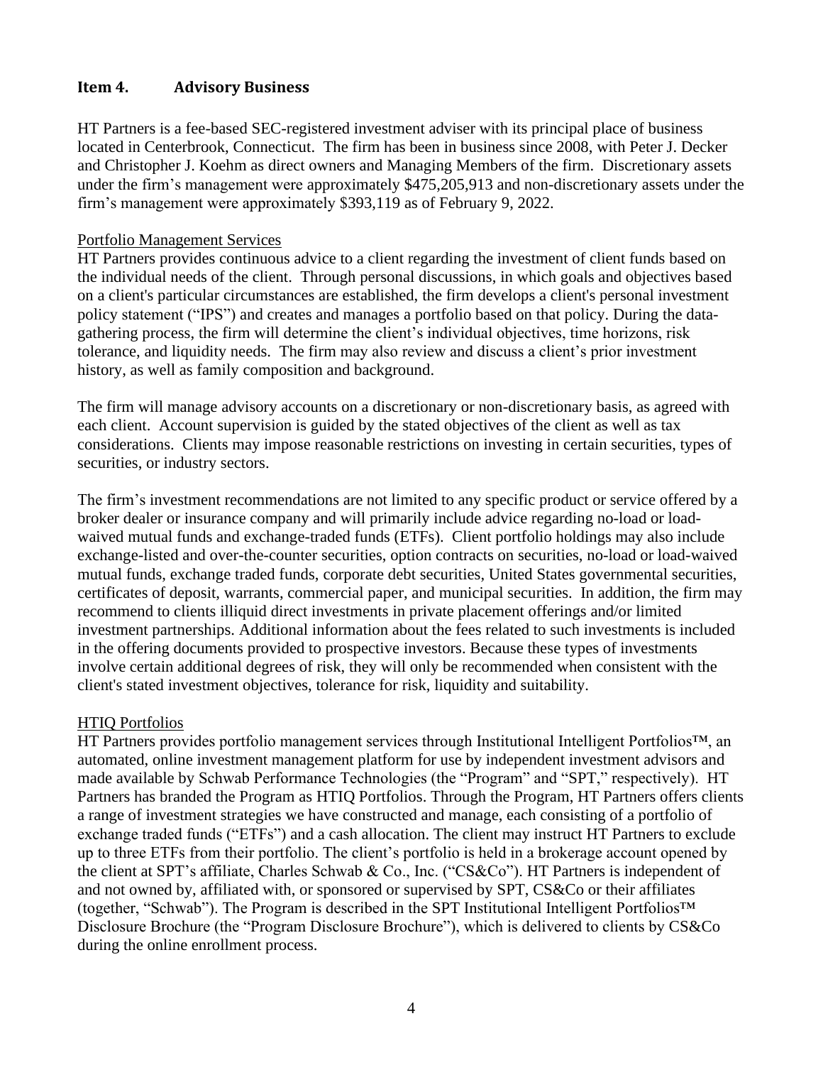## Item 4. Advisory Business

HT Partners is a fee-based SEC-registered investment adviser with its principal place of business located in Centerbrook, Connecticut. The firm has been in business since 2008, with Peter J. Decker and Christopher J. Koehm as direct owners and Managing Members of the firm. Discretionary assets under the firm's management were approximately $475,205,913 and non-discretionary assets under the firm's management were approximately $393,119 as of February 9, 2022.

### Portfolio Management Services

HT Partners provides continuous advice to a client regarding the investment of client funds based on the individual needs of the client. Through personal discussions, in which goals and objectives based on a client's particular circumstances are established, the firm develops a client's personal investment policy statement ("IPS") and creates and manages a portfolio based on that policy. During the data-gathering process, the firm will determine the client's individual objectives, time horizons, risk tolerance, and liquidity needs. The firm may also review and discuss a client's prior investment history, as well as family composition and background.

The firm will manage advisory accounts on a discretionary or non-discretionary basis, as agreed with each client. Account supervision is guided by the stated objectives of the client as well as tax considerations. Clients may impose reasonable restrictions on investing in certain securities, types of securities, or industry sectors.

The firm's investment recommendations are not limited to any specific product or service offered by a broker dealer or insurance company and will primarily include advice regarding no-load or load-waived mutual funds and exchange-traded funds (ETFs). Client portfolio holdings may also include exchange-listed and over-the-counter securities, option contracts on securities, no-load or load-waived mutual funds, exchange traded funds, corporate debt securities, United States governmental securities, certificates of deposit, warrants, commercial paper, and municipal securities. In addition, the firm may recommend to clients illiquid direct investments in private placement offerings and/or limited investment partnerships. Additional information about the fees related to such investments is included in the offering documents provided to prospective investors. Because these types of investments involve certain additional degrees of risk, they will only be recommended when consistent with the client's stated investment objectives, tolerance for risk, liquidity and suitability.

### HTIQ Portfolios

HT Partners provides portfolio management services through Institutional Intelligent Portfolios™, an automated, online investment management platform for use by independent investment advisors and made available by Schwab Performance Technologies (the "Program" and "SPT," respectively). HT Partners has branded the Program as HTIQ Portfolios. Through the Program, HT Partners offers clients a range of investment strategies we have constructed and manage, each consisting of a portfolio of exchange traded funds ("ETFs") and a cash allocation. The client may instruct HT Partners to exclude up to three ETFs from their portfolio. The client's portfolio is held in a brokerage account opened by the client at SPT's affiliate, Charles Schwab & Co., Inc. ("CS&Co"). HT Partners is independent of and not owned by, affiliated with, or sponsored or supervised by SPT, CS&Co or their affiliates (together, "Schwab"). The Program is described in the SPT Institutional Intelligent Portfolios™ Disclosure Brochure (the "Program Disclosure Brochure"), which is delivered to clients by CS&Co during the online enrollment process.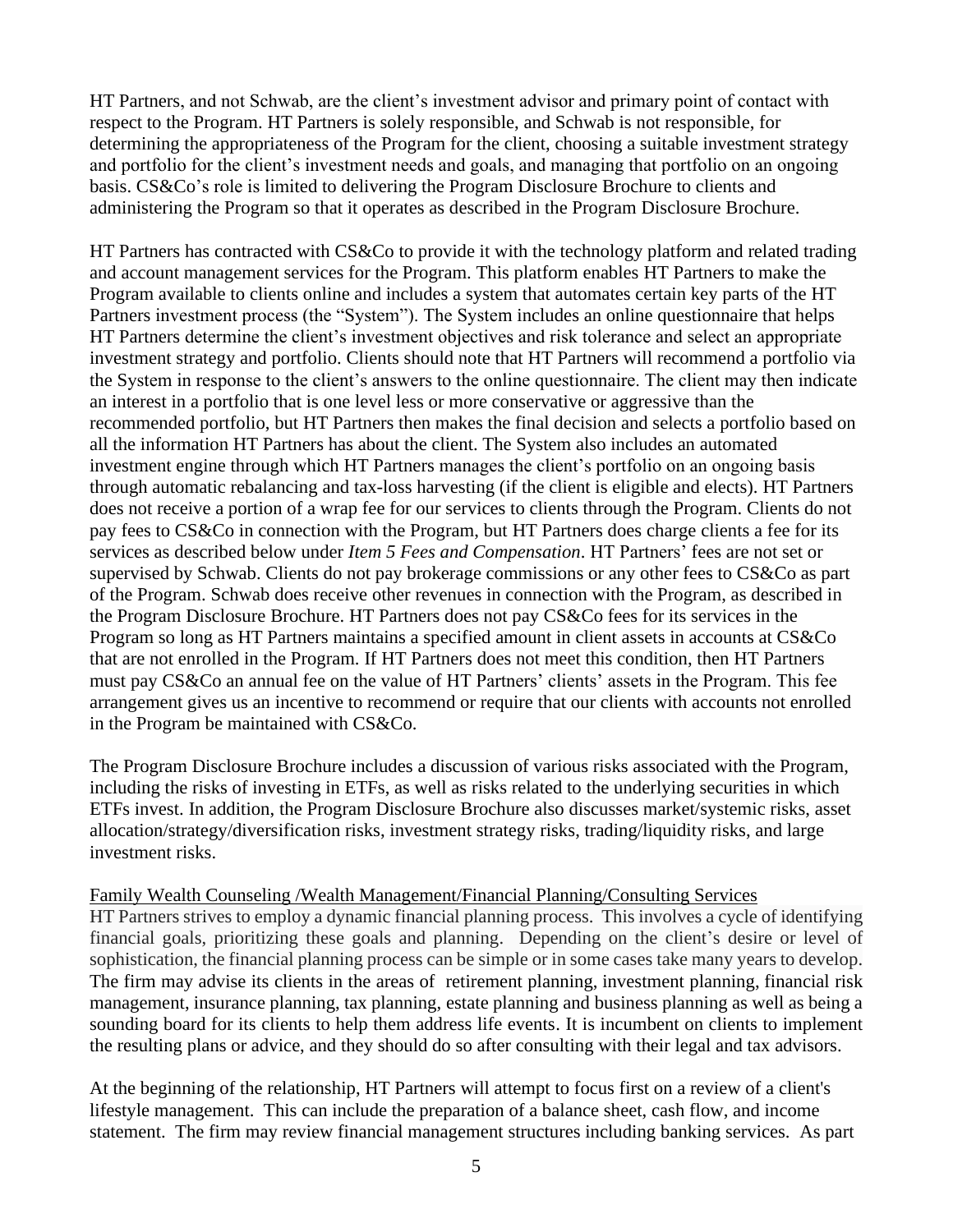HT Partners, and not Schwab, are the client's investment advisor and primary point of contact with respect to the Program. HT Partners is solely responsible, and Schwab is not responsible, for determining the appropriateness of the Program for the client, choosing a suitable investment strategy and portfolio for the client's investment needs and goals, and managing that portfolio on an ongoing basis. CS&Co's role is limited to delivering the Program Disclosure Brochure to clients and administering the Program so that it operates as described in the Program Disclosure Brochure.

HT Partners has contracted with CS&Co to provide it with the technology platform and related trading and account management services for the Program. This platform enables HT Partners to make the Program available to clients online and includes a system that automates certain key parts of the HT Partners investment process (the "System"). The System includes an online questionnaire that helps HT Partners determine the client's investment objectives and risk tolerance and select an appropriate investment strategy and portfolio. Clients should note that HT Partners will recommend a portfolio via the System in response to the client's answers to the online questionnaire. The client may then indicate an interest in a portfolio that is one level less or more conservative or aggressive than the recommended portfolio, but HT Partners then makes the final decision and selects a portfolio based on all the information HT Partners has about the client. The System also includes an automated investment engine through which HT Partners manages the client's portfolio on an ongoing basis through automatic rebalancing and tax-loss harvesting (if the client is eligible and elects). HT Partners does not receive a portion of a wrap fee for our services to clients through the Program. Clients do not pay fees to CS&Co in connection with the Program, but HT Partners does charge clients a fee for its services as described below under *Item 5 Fees and Compensation*. HT Partners' fees are not set or supervised by Schwab. Clients do not pay brokerage commissions or any other fees to CS&Co as part of the Program. Schwab does receive other revenues in connection with the Program, as described in the Program Disclosure Brochure. HT Partners does not pay CS&Co fees for its services in the Program so long as HT Partners maintains a specified amount in client assets in accounts at CS&Co that are not enrolled in the Program. If HT Partners does not meet this condition, then HT Partners must pay CS&Co an annual fee on the value of HT Partners' clients' assets in the Program. This fee arrangement gives us an incentive to recommend or require that our clients with accounts not enrolled in the Program be maintained with CS&Co.

The Program Disclosure Brochure includes a discussion of various risks associated with the Program, including the risks of investing in ETFs, as well as risks related to the underlying securities in which ETFs invest. In addition, the Program Disclosure Brochure also discusses market/systemic risks, asset allocation/strategy/diversification risks, investment strategy risks, trading/liquidity risks, and large investment risks.

<u>Family Wealth Counseling /Wealth Management/Financial Planning/Consulting Services</u>

HT Partners strives to employ a dynamic financial planning process. This involves a cycle of identifying financial goals, prioritizing these goals and planning. Depending on the client's desire or level of sophistication, the financial planning process can be simple or in some cases take many years to develop. The firm may advise its clients in the areas of retirement planning, investment planning, financial risk management, insurance planning, tax planning, estate planning and business planning as well as being a sounding board for its clients to help them address life events. It is incumbent on clients to implement the resulting plans or advice, and they should do so after consulting with their legal and tax advisors.

At the beginning of the relationship, HT Partners will attempt to focus first on a review of a client's lifestyle management. This can include the preparation of a balance sheet, cash flow, and income statement. The firm may review financial management structures including banking services. As part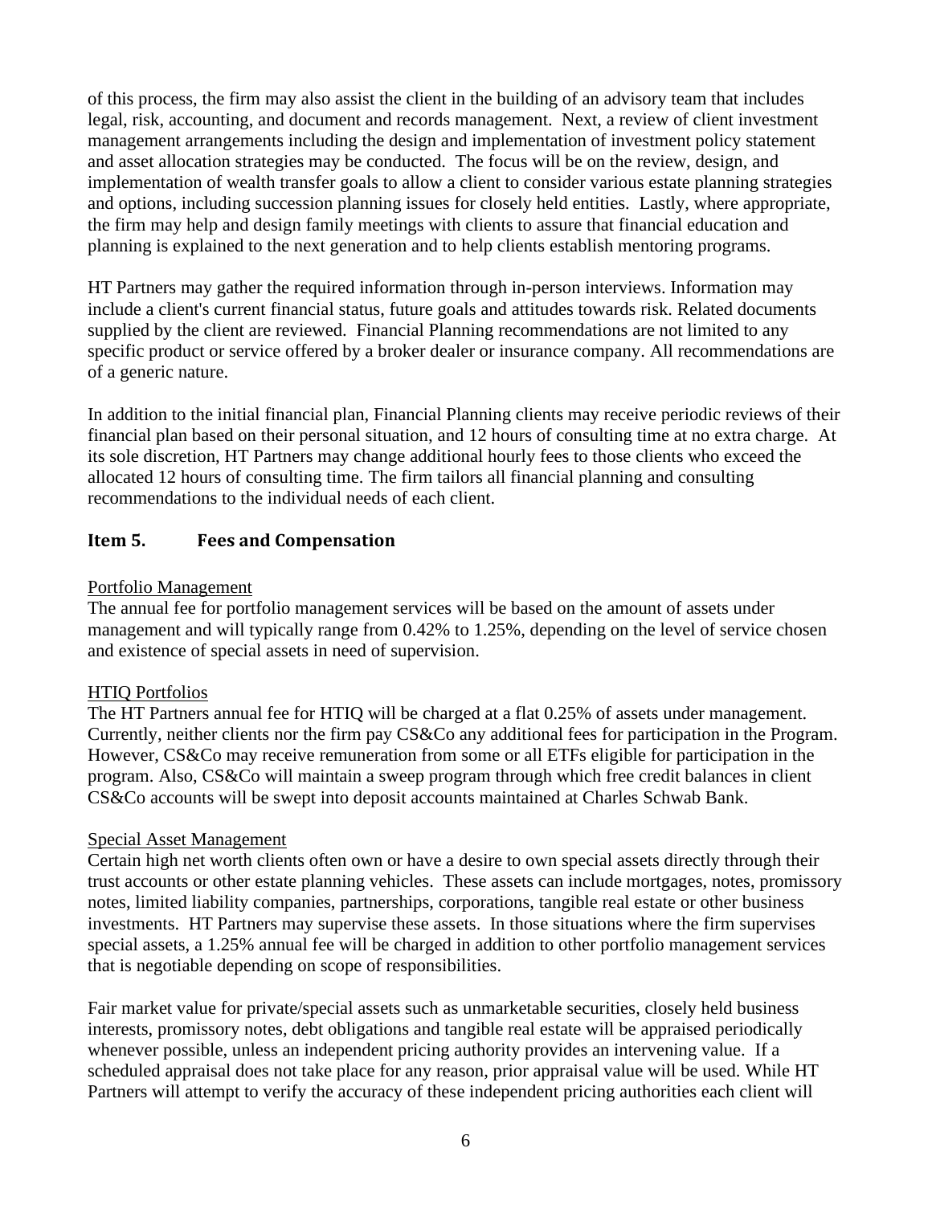of this process, the firm may also assist the client in the building of an advisory team that includes legal, risk, accounting, and document and records management. Next, a review of client investment management arrangements including the design and implementation of investment policy statement and asset allocation strategies may be conducted. The focus will be on the review, design, and implementation of wealth transfer goals to allow a client to consider various estate planning strategies and options, including succession planning issues for closely held entities. Lastly, where appropriate, the firm may help and design family meetings with clients to assure that financial education and planning is explained to the next generation and to help clients establish mentoring programs.

HT Partners may gather the required information through in-person interviews. Information may include a client's current financial status, future goals and attitudes towards risk. Related documents supplied by the client are reviewed. Financial Planning recommendations are not limited to any specific product or service offered by a broker dealer or insurance company. All recommendations are of a generic nature.

In addition to the initial financial plan, Financial Planning clients may receive periodic reviews of their financial plan based on their personal situation, and 12 hours of consulting time at no extra charge. At its sole discretion, HT Partners may change additional hourly fees to those clients who exceed the allocated 12 hours of consulting time. The firm tailors all financial planning and consulting recommendations to the individual needs of each client.

## Item 5. Fees and Compensation

<u>Portfolio Management</u>

The annual fee for portfolio management services will be based on the amount of assets under management and will typically range from 0.42% to 1.25%, depending on the level of service chosen and existence of special assets in need of supervision.

<u>HTIQ Portfolios</u>

The HT Partners annual fee for HTIQ will be charged at a flat 0.25% of assets under management. Currently, neither clients nor the firm pay CS&Co any additional fees for participation in the Program. However, CS&Co may receive remuneration from some or all ETFs eligible for participation in the program. Also, CS&Co will maintain a sweep program through which free credit balances in client CS&Co accounts will be swept into deposit accounts maintained at Charles Schwab Bank.

<u>Special Asset Management</u>

Certain high net worth clients often own or have a desire to own special assets directly through their trust accounts or other estate planning vehicles. These assets can include mortgages, notes, promissory notes, limited liability companies, partnerships, corporations, tangible real estate or other business investments. HT Partners may supervise these assets. In those situations where the firm supervises special assets, a 1.25% annual fee will be charged in addition to other portfolio management services that is negotiable depending on scope of responsibilities.

Fair market value for private/special assets such as unmarketable securities, closely held business interests, promissory notes, debt obligations and tangible real estate will be appraised periodically whenever possible, unless an independent pricing authority provides an intervening value. If a scheduled appraisal does not take place for any reason, prior appraisal value will be used. While HT Partners will attempt to verify the accuracy of these independent pricing authorities each client will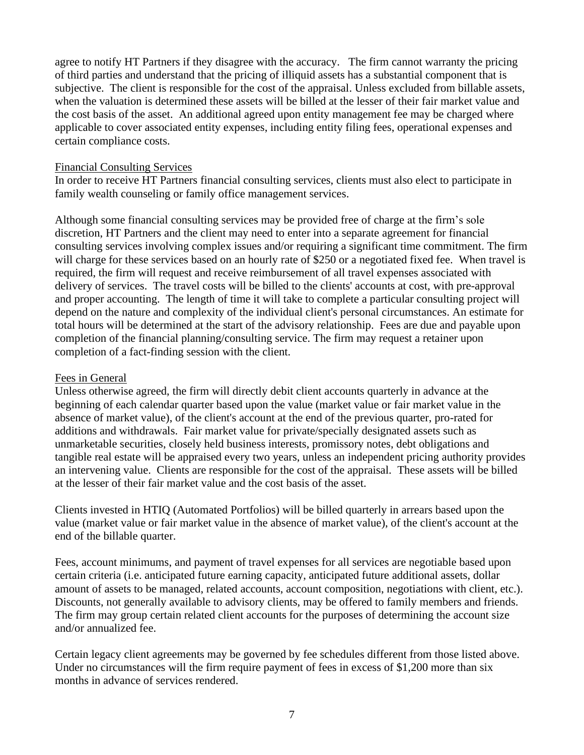agree to notify HT Partners if they disagree with the accuracy. The firm cannot warranty the pricing of third parties and understand that the pricing of illiquid assets has a substantial component that is subjective. The client is responsible for the cost of the appraisal. Unless excluded from billable assets, when the valuation is determined these assets will be billed at the lesser of their fair market value and the cost basis of the asset. An additional agreed upon entity management fee may be charged where applicable to cover associated entity expenses, including entity filing fees, operational expenses and certain compliance costs.

Financial Consulting Services

In order to receive HT Partners financial consulting services, clients must also elect to participate in family wealth counseling or family office management services.

Although some financial consulting services may be provided free of charge at the firm's sole discretion, HT Partners and the client may need to enter into a separate agreement for financial consulting services involving complex issues and/or requiring a significant time commitment. The firm will charge for these services based on an hourly rate of $250 or a negotiated fixed fee. When travel is required, the firm will request and receive reimbursement of all travel expenses associated with delivery of services. The travel costs will be billed to the clients' accounts at cost, with pre-approval and proper accounting. The length of time it will take to complete a particular consulting project will depend on the nature and complexity of the individual client's personal circumstances. An estimate for total hours will be determined at the start of the advisory relationship. Fees are due and payable upon completion of the financial planning/consulting service. The firm may request a retainer upon completion of a fact-finding session with the client.

Fees in General

Unless otherwise agreed, the firm will directly debit client accounts quarterly in advance at the beginning of each calendar quarter based upon the value (market value or fair market value in the absence of market value), of the client's account at the end of the previous quarter, pro-rated for additions and withdrawals. Fair market value for private/specially designated assets such as unmarketable securities, closely held business interests, promissory notes, debt obligations and tangible real estate will be appraised every two years, unless an independent pricing authority provides an intervening value. Clients are responsible for the cost of the appraisal. These assets will be billed at the lesser of their fair market value and the cost basis of the asset.

Clients invested in HTIQ (Automated Portfolios) will be billed quarterly in arrears based upon the value (market value or fair market value in the absence of market value), of the client's account at the end of the billable quarter.

Fees, account minimums, and payment of travel expenses for all services are negotiable based upon certain criteria (i.e. anticipated future earning capacity, anticipated future additional assets, dollar amount of assets to be managed, related accounts, account composition, negotiations with client, etc.). Discounts, not generally available to advisory clients, may be offered to family members and friends. The firm may group certain related client accounts for the purposes of determining the account size and/or annualized fee.

Certain legacy client agreements may be governed by fee schedules different from those listed above. Under no circumstances will the firm require payment of fees in excess of $1,200 more than six months in advance of services rendered.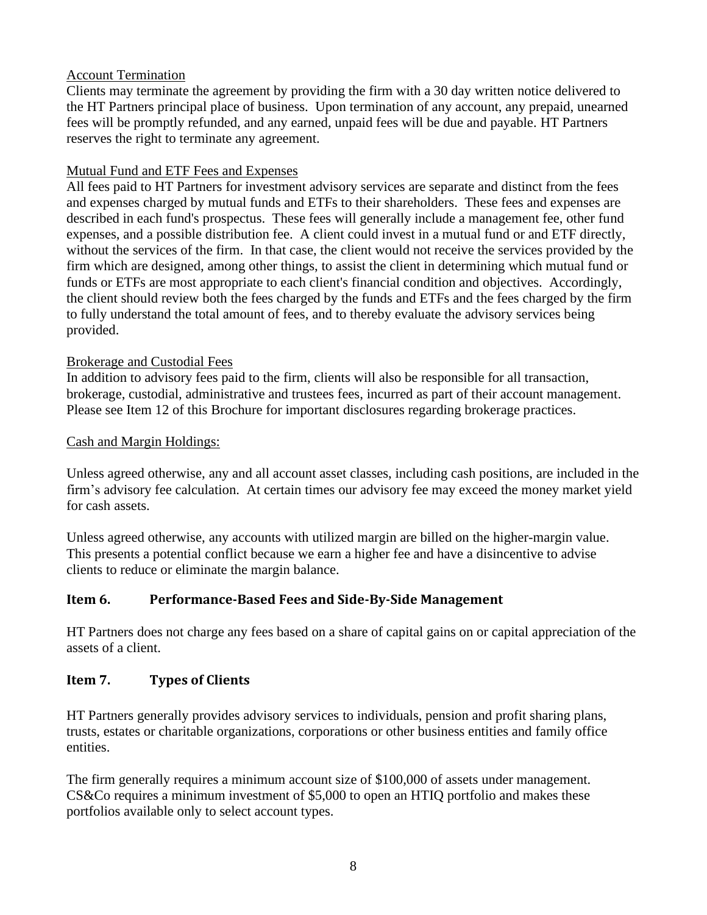Account Termination

Clients may terminate the agreement by providing the firm with a 30 day written notice delivered to the HT Partners principal place of business. Upon termination of any account, any prepaid, unearned fees will be promptly refunded, and any earned, unpaid fees will be due and payable. HT Partners reserves the right to terminate any agreement.

Mutual Fund and ETF Fees and Expenses

All fees paid to HT Partners for investment advisory services are separate and distinct from the fees and expenses charged by mutual funds and ETFs to their shareholders. These fees and expenses are described in each fund's prospectus. These fees will generally include a management fee, other fund expenses, and a possible distribution fee. A client could invest in a mutual fund or and ETF directly, without the services of the firm. In that case, the client would not receive the services provided by the firm which are designed, among other things, to assist the client in determining which mutual fund or funds or ETFs are most appropriate to each client's financial condition and objectives. Accordingly, the client should review both the fees charged by the funds and ETFs and the fees charged by the firm to fully understand the total amount of fees, and to thereby evaluate the advisory services being provided.

Brokerage and Custodial Fees

In addition to advisory fees paid to the firm, clients will also be responsible for all transaction, brokerage, custodial, administrative and trustees fees, incurred as part of their account management. Please see Item 12 of this Brochure for important disclosures regarding brokerage practices.

Cash and Margin Holdings:

Unless agreed otherwise, any and all account asset classes, including cash positions, are included in the firm's advisory fee calculation. At certain times our advisory fee may exceed the money market yield for cash assets.

Unless agreed otherwise, any accounts with utilized margin are billed on the higher-margin value. This presents a potential conflict because we earn a higher fee and have a disincentive to advise clients to reduce or eliminate the margin balance.

## Item 6. Performance-Based Fees and Side-By-Side Management

HT Partners does not charge any fees based on a share of capital gains on or capital appreciation of the assets of a client.

## Item 7. Types of Clients

HT Partners generally provides advisory services to individuals, pension and profit sharing plans, trusts, estates or charitable organizations, corporations or other business entities and family office entities.

The firm generally requires a minimum account size of $100,000 of assets under management. CS&Co requires a minimum investment of $5,000 to open an HTIQ portfolio and makes these portfolios available only to select account types.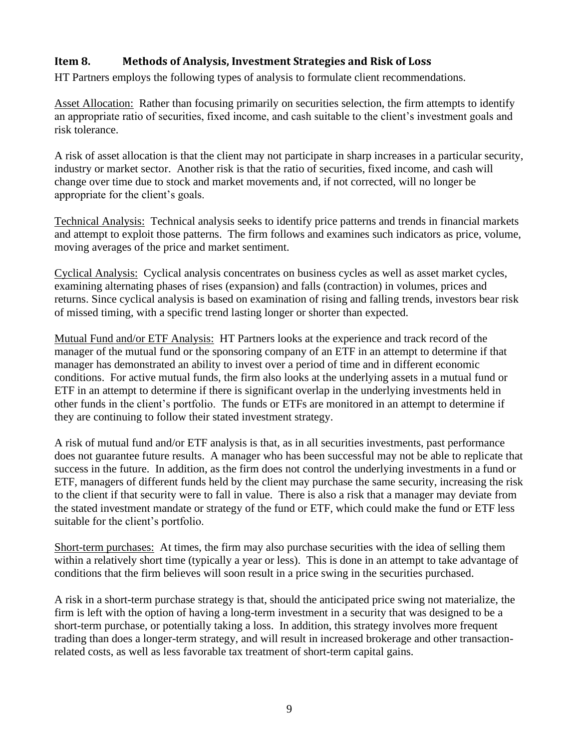## Item 8. Methods of Analysis, Investment Strategies and Risk of Loss

HT Partners employs the following types of analysis to formulate client recommendations.

Asset Allocation: Rather than focusing primarily on securities selection, the firm attempts to identify an appropriate ratio of securities, fixed income, and cash suitable to the client's investment goals and risk tolerance.

A risk of asset allocation is that the client may not participate in sharp increases in a particular security, industry or market sector. Another risk is that the ratio of securities, fixed income, and cash will change over time due to stock and market movements and, if not corrected, will no longer be appropriate for the client's goals.

Technical Analysis: Technical analysis seeks to identify price patterns and trends in financial markets and attempt to exploit those patterns. The firm follows and examines such indicators as price, volume, moving averages of the price and market sentiment.

Cyclical Analysis: Cyclical analysis concentrates on business cycles as well as asset market cycles, examining alternating phases of rises (expansion) and falls (contraction) in volumes, prices and returns. Since cyclical analysis is based on examination of rising and falling trends, investors bear risk of missed timing, with a specific trend lasting longer or shorter than expected.

Mutual Fund and/or ETF Analysis: HT Partners looks at the experience and track record of the manager of the mutual fund or the sponsoring company of an ETF in an attempt to determine if that manager has demonstrated an ability to invest over a period of time and in different economic conditions. For active mutual funds, the firm also looks at the underlying assets in a mutual fund or ETF in an attempt to determine if there is significant overlap in the underlying investments held in other funds in the client's portfolio. The funds or ETFs are monitored in an attempt to determine if they are continuing to follow their stated investment strategy.

A risk of mutual fund and/or ETF analysis is that, as in all securities investments, past performance does not guarantee future results. A manager who has been successful may not be able to replicate that success in the future. In addition, as the firm does not control the underlying investments in a fund or ETF, managers of different funds held by the client may purchase the same security, increasing the risk to the client if that security were to fall in value. There is also a risk that a manager may deviate from the stated investment mandate or strategy of the fund or ETF, which could make the fund or ETF less suitable for the client's portfolio.

Short-term purchases: At times, the firm may also purchase securities with the idea of selling them within a relatively short time (typically a year or less). This is done in an attempt to take advantage of conditions that the firm believes will soon result in a price swing in the securities purchased.

A risk in a short-term purchase strategy is that, should the anticipated price swing not materialize, the firm is left with the option of having a long-term investment in a security that was designed to be a short-term purchase, or potentially taking a loss. In addition, this strategy involves more frequent trading than does a longer-term strategy, and will result in increased brokerage and other transaction-related costs, as well as less favorable tax treatment of short-term capital gains.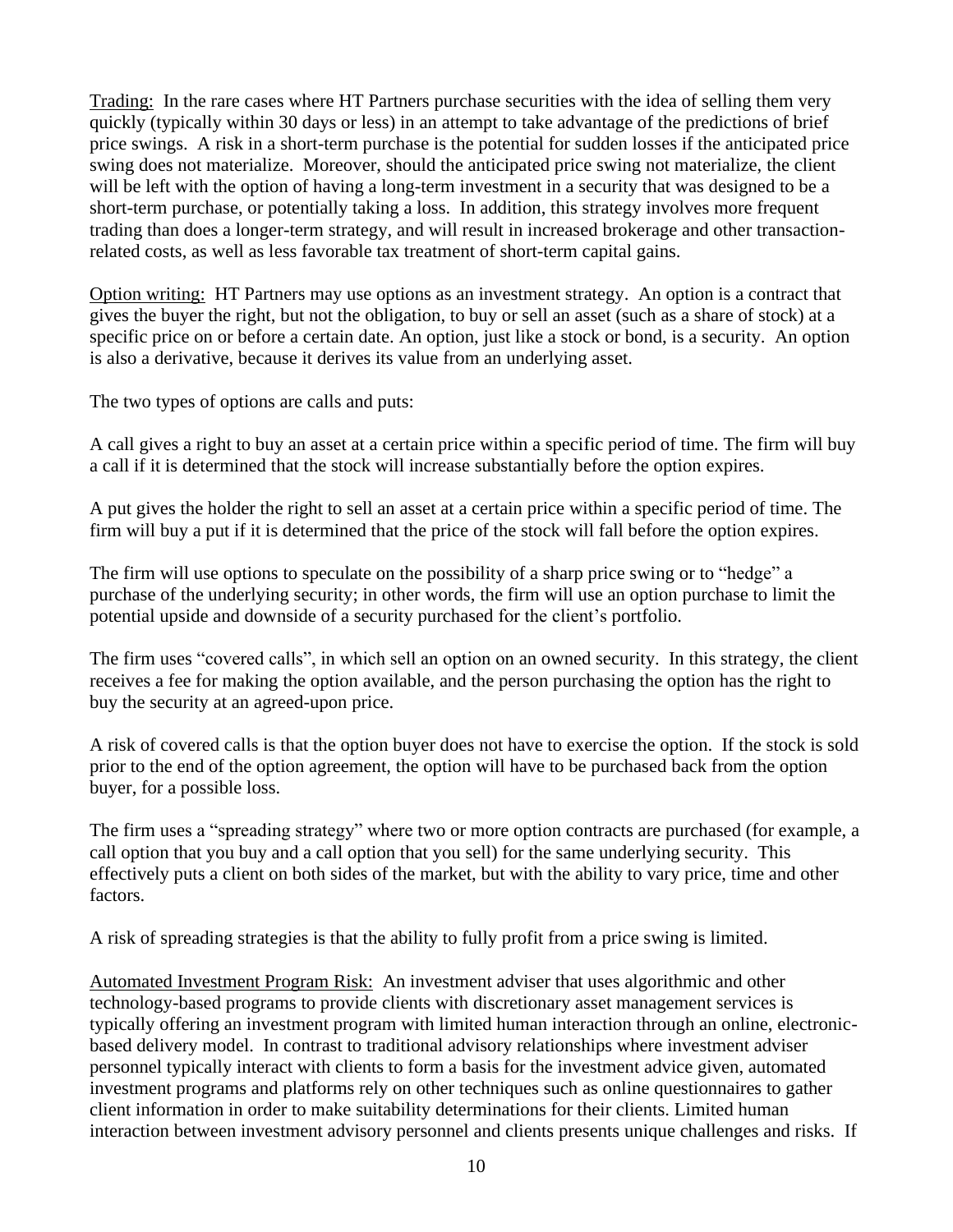Trading: In the rare cases where HT Partners purchase securities with the idea of selling them very quickly (typically within 30 days or less) in an attempt to take advantage of the predictions of brief price swings. A risk in a short-term purchase is the potential for sudden losses if the anticipated price swing does not materialize. Moreover, should the anticipated price swing not materialize, the client will be left with the option of having a long-term investment in a security that was designed to be a short-term purchase, or potentially taking a loss. In addition, this strategy involves more frequent trading than does a longer-term strategy, and will result in increased brokerage and other transaction-related costs, as well as less favorable tax treatment of short-term capital gains.

Option writing: HT Partners may use options as an investment strategy. An option is a contract that gives the buyer the right, but not the obligation, to buy or sell an asset (such as a share of stock) at a specific price on or before a certain date. An option, just like a stock or bond, is a security. An option is also a derivative, because it derives its value from an underlying asset.

The two types of options are calls and puts:

A call gives a right to buy an asset at a certain price within a specific period of time. The firm will buy a call if it is determined that the stock will increase substantially before the option expires.

A put gives the holder the right to sell an asset at a certain price within a specific period of time. The firm will buy a put if it is determined that the price of the stock will fall before the option expires.

The firm will use options to speculate on the possibility of a sharp price swing or to "hedge" a purchase of the underlying security; in other words, the firm will use an option purchase to limit the potential upside and downside of a security purchased for the client's portfolio.

The firm uses "covered calls", in which sell an option on an owned security. In this strategy, the client receives a fee for making the option available, and the person purchasing the option has the right to buy the security at an agreed-upon price.

A risk of covered calls is that the option buyer does not have to exercise the option. If the stock is sold prior to the end of the option agreement, the option will have to be purchased back from the option buyer, for a possible loss.

The firm uses a "spreading strategy" where two or more option contracts are purchased (for example, a call option that you buy and a call option that you sell) for the same underlying security. This effectively puts a client on both sides of the market, but with the ability to vary price, time and other factors.

A risk of spreading strategies is that the ability to fully profit from a price swing is limited.

Automated Investment Program Risk: An investment adviser that uses algorithmic and other technology-based programs to provide clients with discretionary asset management services is typically offering an investment program with limited human interaction through an online, electronic-based delivery model. In contrast to traditional advisory relationships where investment adviser personnel typically interact with clients to form a basis for the investment advice given, automated investment programs and platforms rely on other techniques such as online questionnaires to gather client information in order to make suitability determinations for their clients. Limited human interaction between investment advisory personnel and clients presents unique challenges and risks. If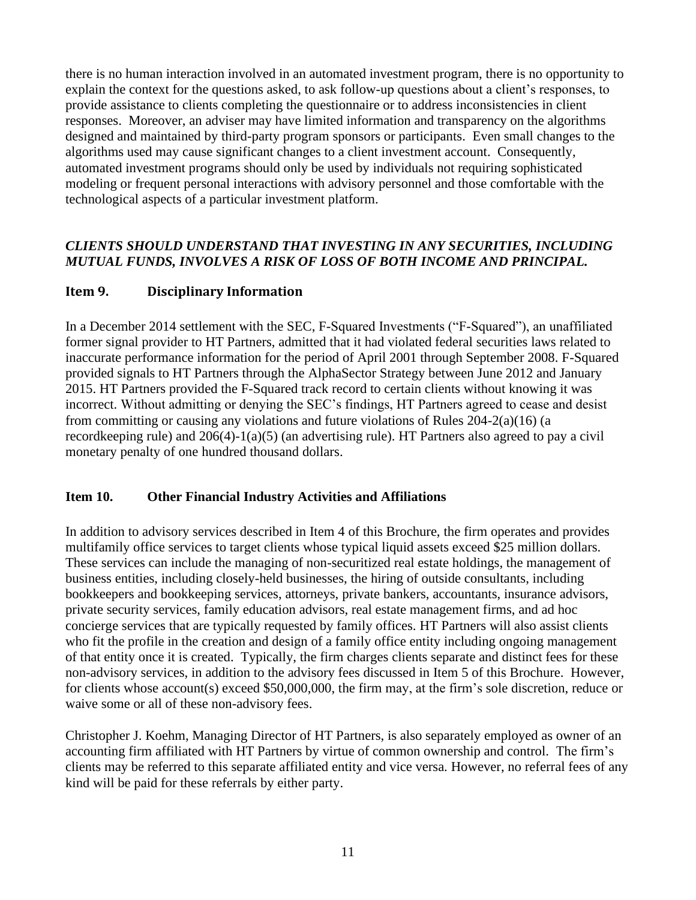there is no human interaction involved in an automated investment program, there is no opportunity to explain the context for the questions asked, to ask follow-up questions about a client's responses, to provide assistance to clients completing the questionnaire or to address inconsistencies in client responses. Moreover, an adviser may have limited information and transparency on the algorithms designed and maintained by third-party program sponsors or participants. Even small changes to the algorithms used may cause significant changes to a client investment account. Consequently, automated investment programs should only be used by individuals not requiring sophisticated modeling or frequent personal interactions with advisory personnel and those comfortable with the technological aspects of a particular investment platform.

***CLIENTS SHOULD UNDERSTAND THAT INVESTING IN ANY SECURITIES, INCLUDING MUTUAL FUNDS, INVOLVES A RISK OF LOSS OF BOTH INCOME AND PRINCIPAL.***

## Item 9. Disciplinary Information

In a December 2014 settlement with the SEC, F-Squared Investments ("F-Squared"), an unaffiliated former signal provider to HT Partners, admitted that it had violated federal securities laws related to inaccurate performance information for the period of April 2001 through September 2008. F-Squared provided signals to HT Partners through the AlphaSector Strategy between June 2012 and January 2015. HT Partners provided the F-Squared track record to certain clients without knowing it was incorrect. Without admitting or denying the SEC's findings, HT Partners agreed to cease and desist from committing or causing any violations and future violations of Rules 204-2(a)(16) (a recordkeeping rule) and 206(4)-1(a)(5) (an advertising rule). HT Partners also agreed to pay a civil monetary penalty of one hundred thousand dollars.

## Item 10. Other Financial Industry Activities and Affiliations

In addition to advisory services described in Item 4 of this Brochure, the firm operates and provides multifamily office services to target clients whose typical liquid assets exceed $25 million dollars. These services can include the managing of non-securitized real estate holdings, the management of business entities, including closely-held businesses, the hiring of outside consultants, including bookkeepers and bookkeeping services, attorneys, private bankers, accountants, insurance advisors, private security services, family education advisors, real estate management firms, and ad hoc concierge services that are typically requested by family offices. HT Partners will also assist clients who fit the profile in the creation and design of a family office entity including ongoing management of that entity once it is created. Typically, the firm charges clients separate and distinct fees for these non-advisory services, in addition to the advisory fees discussed in Item 5 of this Brochure. However, for clients whose account(s) exceed $50,000,000, the firm may, at the firm's sole discretion, reduce or waive some or all of these non-advisory fees.

Christopher J. Koehm, Managing Director of HT Partners, is also separately employed as owner of an accounting firm affiliated with HT Partners by virtue of common ownership and control. The firm's clients may be referred to this separate affiliated entity and vice versa. However, no referral fees of any kind will be paid for these referrals by either party.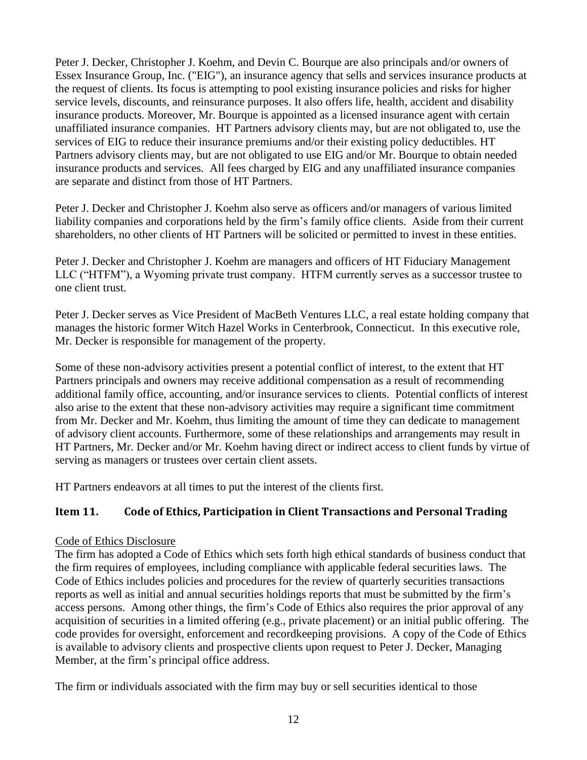Peter J. Decker, Christopher J. Koehm, and Devin C. Bourque are also principals and/or owners of Essex Insurance Group, Inc. ("EIG"), an insurance agency that sells and services insurance products at the request of clients. Its focus is attempting to pool existing insurance policies and risks for higher service levels, discounts, and reinsurance purposes. It also offers life, health, accident and disability insurance products. Moreover, Mr. Bourque is appointed as a licensed insurance agent with certain unaffiliated insurance companies. HT Partners advisory clients may, but are not obligated to, use the services of EIG to reduce their insurance premiums and/or their existing policy deductibles. HT Partners advisory clients may, but are not obligated to use EIG and/or Mr. Bourque to obtain needed insurance products and services. All fees charged by EIG and any unaffiliated insurance companies are separate and distinct from those of HT Partners.

Peter J. Decker and Christopher J. Koehm also serve as officers and/or managers of various limited liability companies and corporations held by the firm's family office clients. Aside from their current shareholders, no other clients of HT Partners will be solicited or permitted to invest in these entities.

Peter J. Decker and Christopher J. Koehm are managers and officers of HT Fiduciary Management LLC ("HTFM"), a Wyoming private trust company. HTFM currently serves as a successor trustee to one client trust.

Peter J. Decker serves as Vice President of MacBeth Ventures LLC, a real estate holding company that manages the historic former Witch Hazel Works in Centerbrook, Connecticut. In this executive role, Mr. Decker is responsible for management of the property.

Some of these non-advisory activities present a potential conflict of interest, to the extent that HT Partners principals and owners may receive additional compensation as a result of recommending additional family office, accounting, and/or insurance services to clients. Potential conflicts of interest also arise to the extent that these non-advisory activities may require a significant time commitment from Mr. Decker and Mr. Koehm, thus limiting the amount of time they can dedicate to management of advisory client accounts. Furthermore, some of these relationships and arrangements may result in HT Partners, Mr. Decker and/or Mr. Koehm having direct or indirect access to client funds by virtue of serving as managers or trustees over certain client assets.

HT Partners endeavors at all times to put the interest of the clients first.

## Item 11. Code of Ethics, Participation in Client Transactions and Personal Trading

Code of Ethics Disclosure

The firm has adopted a Code of Ethics which sets forth high ethical standards of business conduct that the firm requires of employees, including compliance with applicable federal securities laws. The Code of Ethics includes policies and procedures for the review of quarterly securities transactions reports as well as initial and annual securities holdings reports that must be submitted by the firm's access persons. Among other things, the firm's Code of Ethics also requires the prior approval of any acquisition of securities in a limited offering (e.g., private placement) or an initial public offering. The code provides for oversight, enforcement and recordkeeping provisions. A copy of the Code of Ethics is available to advisory clients and prospective clients upon request to Peter J. Decker, Managing Member, at the firm's principal office address.

The firm or individuals associated with the firm may buy or sell securities identical to those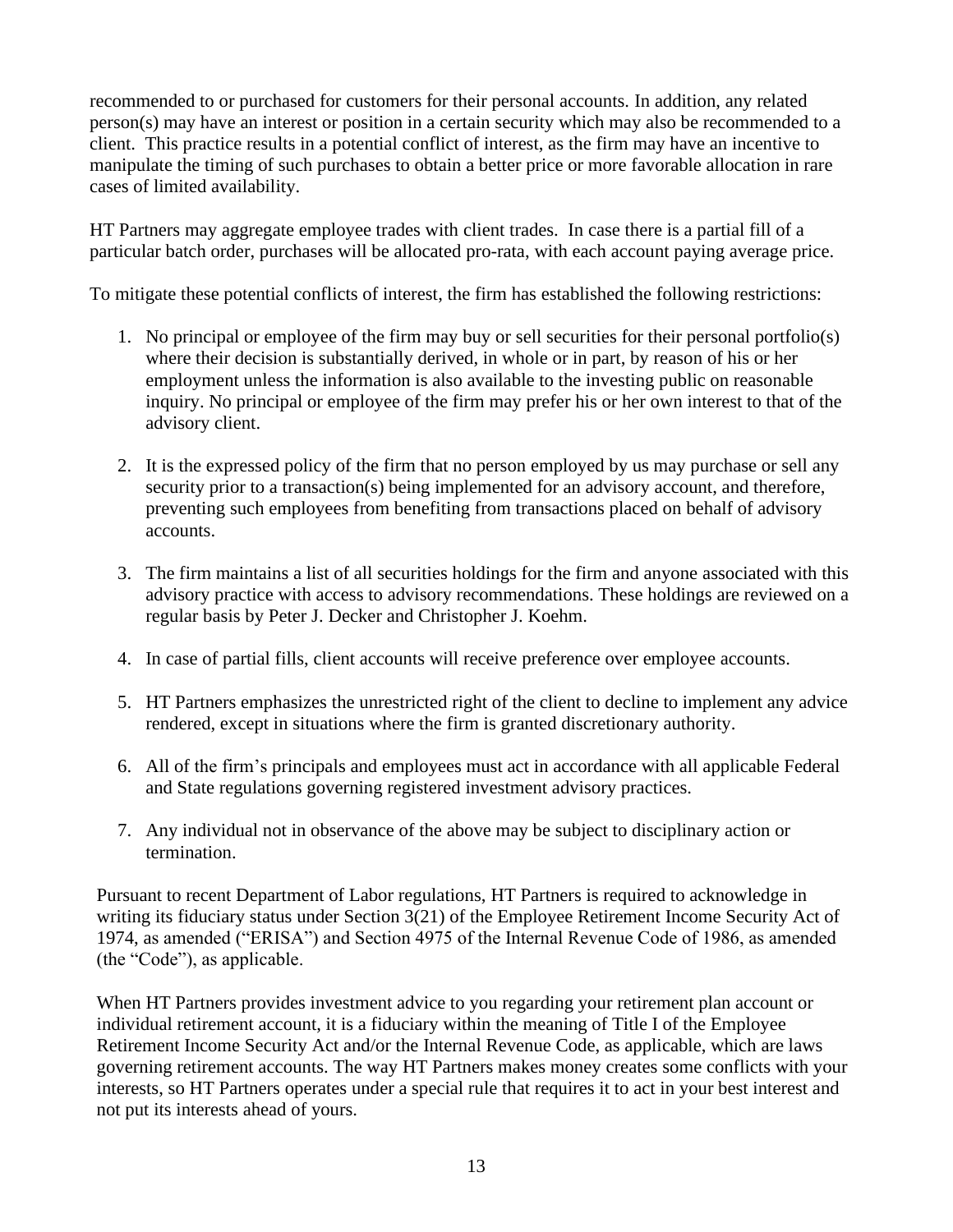recommended to or purchased for customers for their personal accounts. In addition, any related person(s) may have an interest or position in a certain security which may also be recommended to a client. This practice results in a potential conflict of interest, as the firm may have an incentive to manipulate the timing of such purchases to obtain a better price or more favorable allocation in rare cases of limited availability.

HT Partners may aggregate employee trades with client trades. In case there is a partial fill of a particular batch order, purchases will be allocated pro-rata, with each account paying average price.

To mitigate these potential conflicts of interest, the firm has established the following restrictions:

1. No principal or employee of the firm may buy or sell securities for their personal portfolio(s) where their decision is substantially derived, in whole or in part, by reason of his or her employment unless the information is also available to the investing public on reasonable inquiry. No principal or employee of the firm may prefer his or her own interest to that of the advisory client.

2. It is the expressed policy of the firm that no person employed by us may purchase or sell any security prior to a transaction(s) being implemented for an advisory account, and therefore, preventing such employees from benefiting from transactions placed on behalf of advisory accounts.

3. The firm maintains a list of all securities holdings for the firm and anyone associated with this advisory practice with access to advisory recommendations. These holdings are reviewed on a regular basis by Peter J. Decker and Christopher J. Koehm.

4. In case of partial fills, client accounts will receive preference over employee accounts.

5. HT Partners emphasizes the unrestricted right of the client to decline to implement any advice rendered, except in situations where the firm is granted discretionary authority.

6. All of the firm's principals and employees must act in accordance with all applicable Federal and State regulations governing registered investment advisory practices.

7. Any individual not in observance of the above may be subject to disciplinary action or termination.

Pursuant to recent Department of Labor regulations, HT Partners is required to acknowledge in writing its fiduciary status under Section 3(21) of the Employee Retirement Income Security Act of 1974, as amended ("ERISA") and Section 4975 of the Internal Revenue Code of 1986, as amended (the "Code"), as applicable.

When HT Partners provides investment advice to you regarding your retirement plan account or individual retirement account, it is a fiduciary within the meaning of Title I of the Employee Retirement Income Security Act and/or the Internal Revenue Code, as applicable, which are laws governing retirement accounts. The way HT Partners makes money creates some conflicts with your interests, so HT Partners operates under a special rule that requires it to act in your best interest and not put its interests ahead of yours.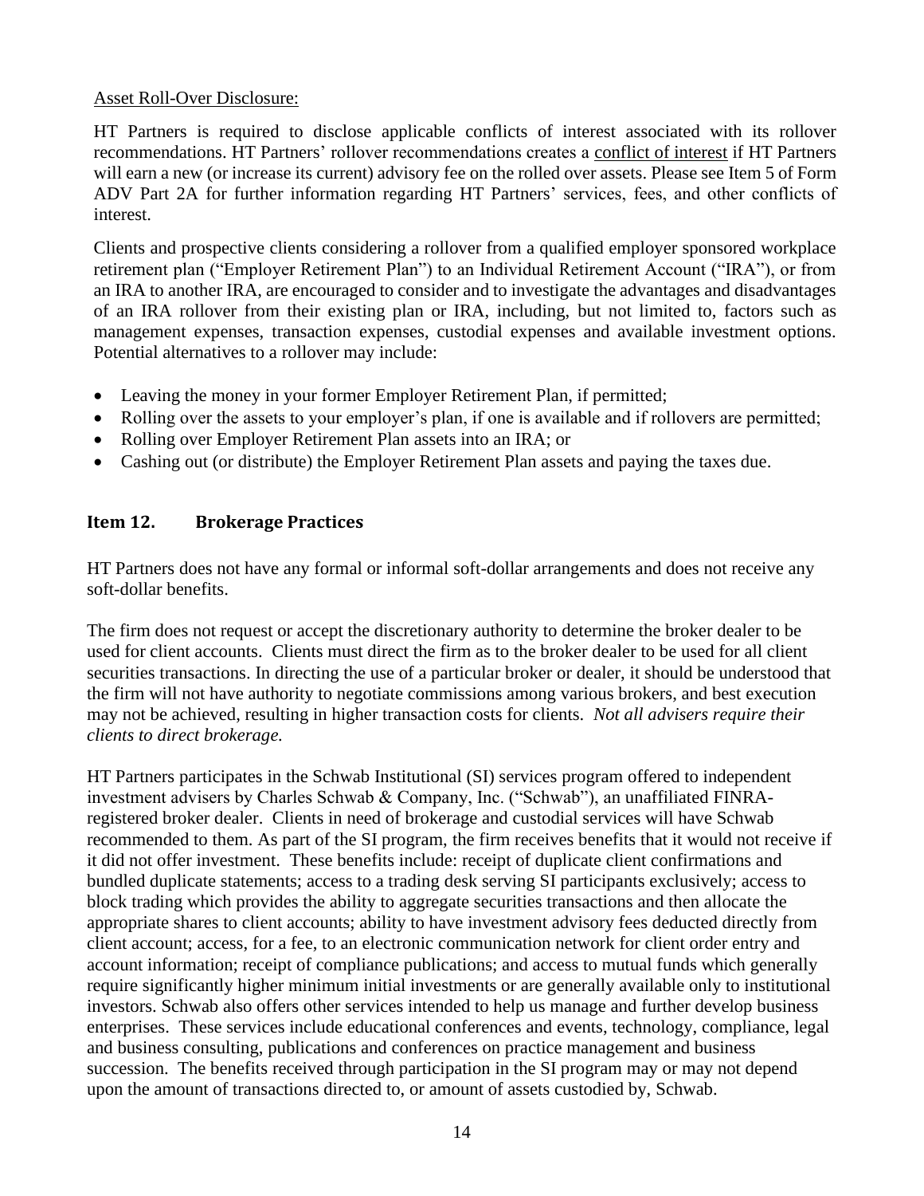Asset Roll-Over Disclosure:

HT Partners is required to disclose applicable conflicts of interest associated with its rollover recommendations. HT Partners' rollover recommendations creates a conflict of interest if HT Partners will earn a new (or increase its current) advisory fee on the rolled over assets. Please see Item 5 of Form ADV Part 2A for further information regarding HT Partners' services, fees, and other conflicts of interest.

Clients and prospective clients considering a rollover from a qualified employer sponsored workplace retirement plan ("Employer Retirement Plan") to an Individual Retirement Account ("IRA"), or from an IRA to another IRA, are encouraged to consider and to investigate the advantages and disadvantages of an IRA rollover from their existing plan or IRA, including, but not limited to, factors such as management expenses, transaction expenses, custodial expenses and available investment options. Potential alternatives to a rollover may include:

- Leaving the money in your former Employer Retirement Plan, if permitted;
- Rolling over the assets to your employer's plan, if one is available and if rollovers are permitted;
- Rolling over Employer Retirement Plan assets into an IRA; or
- Cashing out (or distribute) the Employer Retirement Plan assets and paying the taxes due.

## Item 12. Brokerage Practices

HT Partners does not have any formal or informal soft-dollar arrangements and does not receive any soft-dollar benefits.

The firm does not request or accept the discretionary authority to determine the broker dealer to be used for client accounts. Clients must direct the firm as to the broker dealer to be used for all client securities transactions. In directing the use of a particular broker or dealer, it should be understood that the firm will not have authority to negotiate commissions among various brokers, and best execution may not be achieved, resulting in higher transaction costs for clients. *Not all advisers require their clients to direct brokerage.*

HT Partners participates in the Schwab Institutional (SI) services program offered to independent investment advisers by Charles Schwab & Company, Inc. ("Schwab"), an unaffiliated FINRA-registered broker dealer. Clients in need of brokerage and custodial services will have Schwab recommended to them. As part of the SI program, the firm receives benefits that it would not receive if it did not offer investment. These benefits include: receipt of duplicate client confirmations and bundled duplicate statements; access to a trading desk serving SI participants exclusively; access to block trading which provides the ability to aggregate securities transactions and then allocate the appropriate shares to client accounts; ability to have investment advisory fees deducted directly from client account; access, for a fee, to an electronic communication network for client order entry and account information; receipt of compliance publications; and access to mutual funds which generally require significantly higher minimum initial investments or are generally available only to institutional investors. Schwab also offers other services intended to help us manage and further develop business enterprises. These services include educational conferences and events, technology, compliance, legal and business consulting, publications and conferences on practice management and business succession. The benefits received through participation in the SI program may or may not depend upon the amount of transactions directed to, or amount of assets custodied by, Schwab.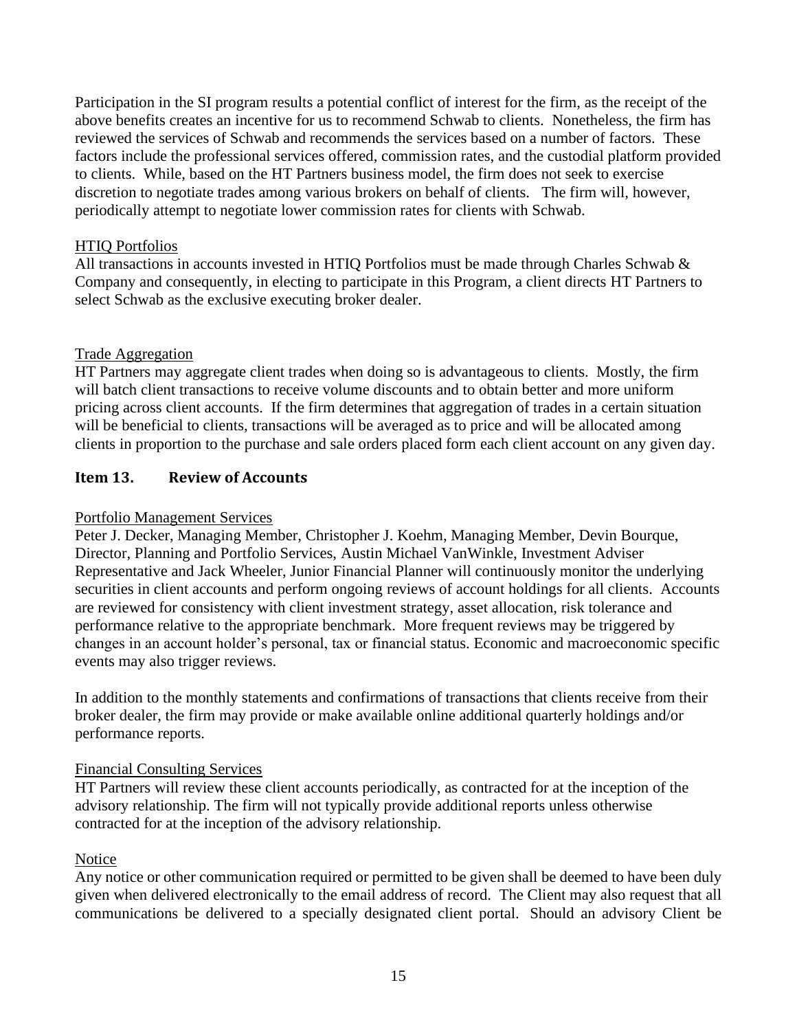Participation in the SI program results a potential conflict of interest for the firm, as the receipt of the above benefits creates an incentive for us to recommend Schwab to clients. Nonetheless, the firm has reviewed the services of Schwab and recommends the services based on a number of factors. These factors include the professional services offered, commission rates, and the custodial platform provided to clients. While, based on the HT Partners business model, the firm does not seek to exercise discretion to negotiate trades among various brokers on behalf of clients. The firm will, however, periodically attempt to negotiate lower commission rates for clients with Schwab.

HTIQ Portfolios

All transactions in accounts invested in HTIQ Portfolios must be made through Charles Schwab & Company and consequently, in electing to participate in this Program, a client directs HT Partners to select Schwab as the exclusive executing broker dealer.

Trade Aggregation

HT Partners may aggregate client trades when doing so is advantageous to clients. Mostly, the firm will batch client transactions to receive volume discounts and to obtain better and more uniform pricing across client accounts. If the firm determines that aggregation of trades in a certain situation will be beneficial to clients, transactions will be averaged as to price and will be allocated among clients in proportion to the purchase and sale orders placed form each client account on any given day.

## Item 13. Review of Accounts

Portfolio Management Services

Peter J. Decker, Managing Member, Christopher J. Koehm, Managing Member, Devin Bourque, Director, Planning and Portfolio Services, Austin Michael VanWinkle, Investment Adviser Representative and Jack Wheeler, Junior Financial Planner will continuously monitor the underlying securities in client accounts and perform ongoing reviews of account holdings for all clients. Accounts are reviewed for consistency with client investment strategy, asset allocation, risk tolerance and performance relative to the appropriate benchmark. More frequent reviews may be triggered by changes in an account holder's personal, tax or financial status. Economic and macroeconomic specific events may also trigger reviews.

In addition to the monthly statements and confirmations of transactions that clients receive from their broker dealer, the firm may provide or make available online additional quarterly holdings and/or performance reports.

Financial Consulting Services

HT Partners will review these client accounts periodically, as contracted for at the inception of the advisory relationship. The firm will not typically provide additional reports unless otherwise contracted for at the inception of the advisory relationship.

Notice

Any notice or other communication required or permitted to be given shall be deemed to have been duly given when delivered electronically to the email address of record. The Client may also request that all communications be delivered to a specially designated client portal. Should an advisory Client be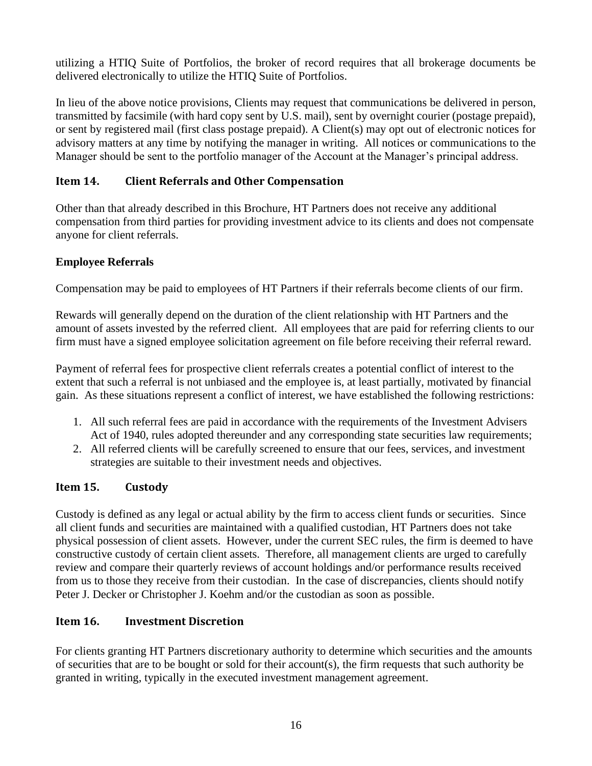utilizing a HTIQ Suite of Portfolios, the broker of record requires that all brokerage documents be delivered electronically to utilize the HTIQ Suite of Portfolios.

In lieu of the above notice provisions, Clients may request that communications be delivered in person, transmitted by facsimile (with hard copy sent by U.S. mail), sent by overnight courier (postage prepaid), or sent by registered mail (first class postage prepaid). A Client(s) may opt out of electronic notices for advisory matters at any time by notifying the manager in writing. All notices or communications to the Manager should be sent to the portfolio manager of the Account at the Manager's principal address.

## Item 14. Client Referrals and Other Compensation

Other than that already described in this Brochure, HT Partners does not receive any additional compensation from third parties for providing investment advice to its clients and does not compensate anyone for client referrals.

**Employee Referrals**

Compensation may be paid to employees of HT Partners if their referrals become clients of our firm.

Rewards will generally depend on the duration of the client relationship with HT Partners and the amount of assets invested by the referred client. All employees that are paid for referring clients to our firm must have a signed employee solicitation agreement on file before receiving their referral reward.

Payment of referral fees for prospective client referrals creates a potential conflict of interest to the extent that such a referral is not unbiased and the employee is, at least partially, motivated by financial gain. As these situations represent a conflict of interest, we have established the following restrictions:

1. All such referral fees are paid in accordance with the requirements of the Investment Advisers Act of 1940, rules adopted thereunder and any corresponding state securities law requirements;
2. All referred clients will be carefully screened to ensure that our fees, services, and investment strategies are suitable to their investment needs and objectives.

## Item 15. Custody

Custody is defined as any legal or actual ability by the firm to access client funds or securities. Since all client funds and securities are maintained with a qualified custodian, HT Partners does not take physical possession of client assets. However, under the current SEC rules, the firm is deemed to have constructive custody of certain client assets. Therefore, all management clients are urged to carefully review and compare their quarterly reviews of account holdings and/or performance results received from us to those they receive from their custodian. In the case of discrepancies, clients should notify Peter J. Decker or Christopher J. Koehm and/or the custodian as soon as possible.

## Item 16. Investment Discretion

For clients granting HT Partners discretionary authority to determine which securities and the amounts of securities that are to be bought or sold for their account(s), the firm requests that such authority be granted in writing, typically in the executed investment management agreement.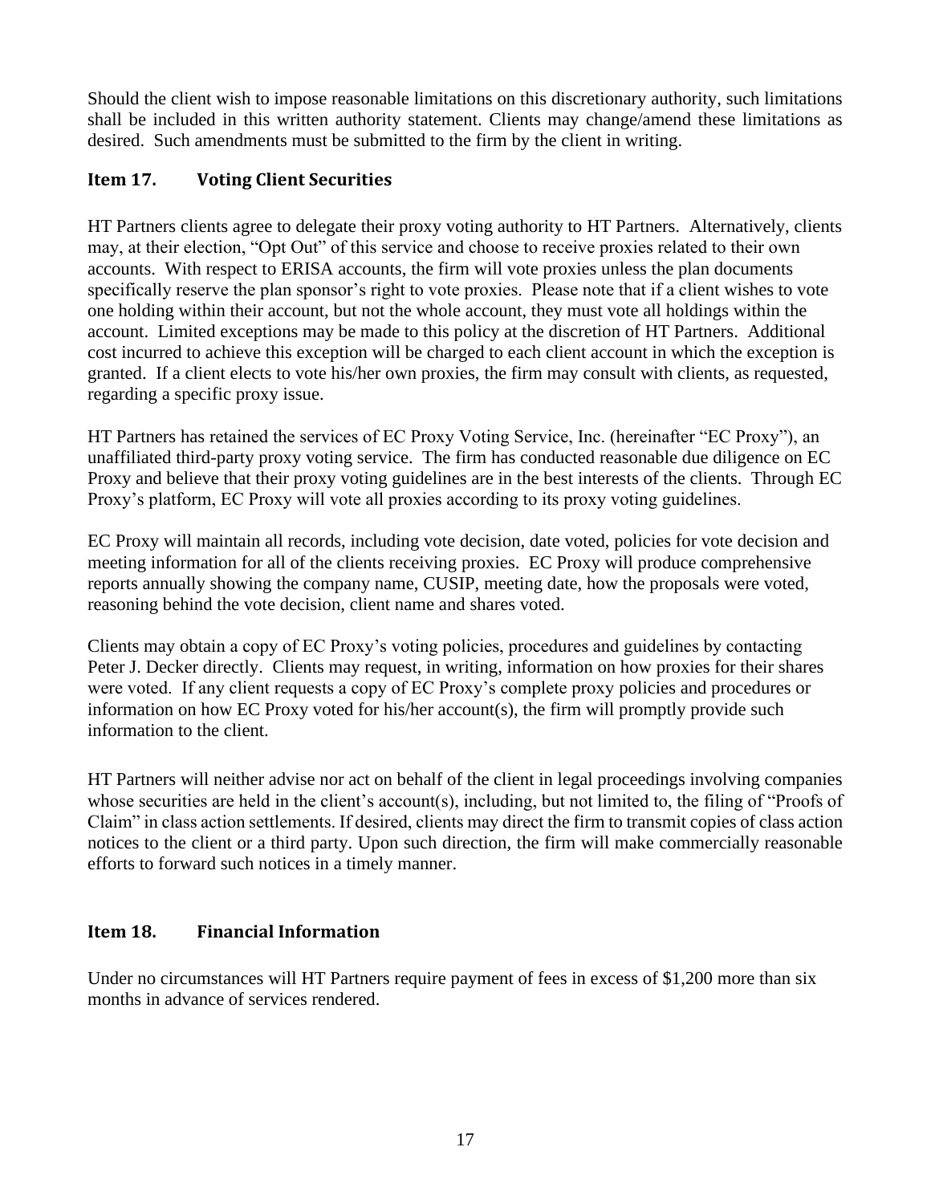Should the client wish to impose reasonable limitations on this discretionary authority, such limitations shall be included in this written authority statement. Clients may change/amend these limitations as desired. Such amendments must be submitted to the firm by the client in writing.

## Item 17. Voting Client Securities

HT Partners clients agree to delegate their proxy voting authority to HT Partners. Alternatively, clients may, at their election, "Opt Out" of this service and choose to receive proxies related to their own accounts. With respect to ERISA accounts, the firm will vote proxies unless the plan documents specifically reserve the plan sponsor's right to vote proxies. Please note that if a client wishes to vote one holding within their account, but not the whole account, they must vote all holdings within the account. Limited exceptions may be made to this policy at the discretion of HT Partners. Additional cost incurred to achieve this exception will be charged to each client account in which the exception is granted. If a client elects to vote his/her own proxies, the firm may consult with clients, as requested, regarding a specific proxy issue.

HT Partners has retained the services of EC Proxy Voting Service, Inc. (hereinafter "EC Proxy"), an unaffiliated third-party proxy voting service. The firm has conducted reasonable due diligence on EC Proxy and believe that their proxy voting guidelines are in the best interests of the clients. Through EC Proxy's platform, EC Proxy will vote all proxies according to its proxy voting guidelines.

EC Proxy will maintain all records, including vote decision, date voted, policies for vote decision and meeting information for all of the clients receiving proxies. EC Proxy will produce comprehensive reports annually showing the company name, CUSIP, meeting date, how the proposals were voted, reasoning behind the vote decision, client name and shares voted.

Clients may obtain a copy of EC Proxy's voting policies, procedures and guidelines by contacting Peter J. Decker directly. Clients may request, in writing, information on how proxies for their shares were voted. If any client requests a copy of EC Proxy's complete proxy policies and procedures or information on how EC Proxy voted for his/her account(s), the firm will promptly provide such information to the client.

HT Partners will neither advise nor act on behalf of the client in legal proceedings involving companies whose securities are held in the client's account(s), including, but not limited to, the filing of "Proofs of Claim" in class action settlements. If desired, clients may direct the firm to transmit copies of class action notices to the client or a third party. Upon such direction, the firm will make commercially reasonable efforts to forward such notices in a timely manner.

## Item 18. Financial Information

Under no circumstances will HT Partners require payment of fees in excess of $1,200 more than six months in advance of services rendered.